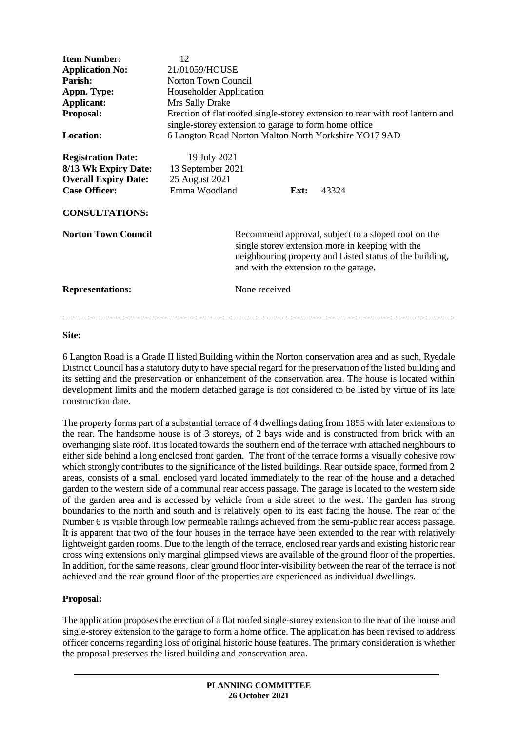**Item Number:** 12
**Application No:** 21/01059/HOUSE
**Parish:** Norton Town Council
**Appn. Type:** Householder Application
**Applicant:** Mrs Sally Drake
**Proposal:** Erection of flat roofed single-storey extension to rear with roof lantern and single-storey extension to garage to form home office
**Location:** 6 Langton Road Norton Malton North Yorkshire YO17 9AD

**Registration Date:** 19 July 2021
**8/13 Wk Expiry Date:** 13 September 2021
**Overall Expiry Date:** 25 August 2021
**Case Officer:** Emma Woodland **Ext:** 43324

**CONSULTATIONS:**

**Norton Town Council** Recommend approval, subject to a sloped roof on the single storey extension more in keeping with the neighbouring property and Listed status of the building, and with the extension to the garage.

**Representations:** None received

---

**Site:**

6 Langton Road is a Grade II listed Building within the Norton conservation area and as such, Ryedale District Council has a statutory duty to have special regard for the preservation of the listed building and its setting and the preservation or enhancement of the conservation area. The house is located within development limits and the modern detached garage is not considered to be listed by virtue of its late construction date.

The property forms part of a substantial terrace of 4 dwellings dating from 1855 with later extensions to the rear. The handsome house is of 3 storeys, of 2 bays wide and is constructed from brick with an overhanging slate roof. It is located towards the southern end of the terrace with attached neighbours to either side behind a long enclosed front garden. The front of the terrace forms a visually cohesive row which strongly contributes to the significance of the listed buildings. Rear outside space, formed from 2 areas, consists of a small enclosed yard located immediately to the rear of the house and a detached garden to the western side of a communal rear access passage. The garage is located to the western side of the garden area and is accessed by vehicle from a side street to the west. The garden has strong boundaries to the north and south and is relatively open to its east facing the house. The rear of the Number 6 is visible through low permeable railings achieved from the semi-public rear access passage. It is apparent that two of the four houses in the terrace have been extended to the rear with relatively lightweight garden rooms. Due to the length of the terrace, enclosed rear yards and existing historic rear cross wing extensions only marginal glimpsed views are available of the ground floor of the properties. In addition, for the same reasons, clear ground floor inter-visibility between the rear of the terrace is not achieved and the rear ground floor of the properties are experienced as individual dwellings.

**Proposal:**

The application proposes the erection of a flat roofed single-storey extension to the rear of the house and single-storey extension to the garage to form a home office. The application has been revised to address officer concerns regarding loss of original historic house features. The primary consideration is whether the proposal preserves the listed building and conservation area.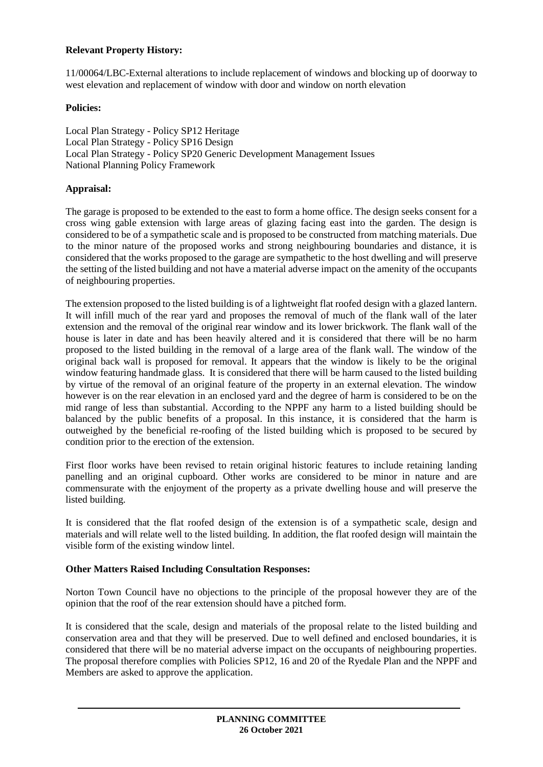**Relevant Property History:**

11/00064/LBC-External alterations to include replacement of windows and blocking up of doorway to west elevation and replacement of window with door and window on north elevation

**Policies:**

Local Plan Strategy - Policy SP12 Heritage
Local Plan Strategy - Policy SP16 Design
Local Plan Strategy - Policy SP20 Generic Development Management Issues
National Planning Policy Framework

**Appraisal:**

The garage is proposed to be extended to the east to form a home office. The design seeks consent for a cross wing gable extension with large areas of glazing facing east into the garden. The design is considered to be of a sympathetic scale and is proposed to be constructed from matching materials. Due to the minor nature of the proposed works and strong neighbouring boundaries and distance, it is considered that the works proposed to the garage are sympathetic to the host dwelling and will preserve the setting of the listed building and not have a material adverse impact on the amenity of the occupants of neighbouring properties.

The extension proposed to the listed building is of a lightweight flat roofed design with a glazed lantern. It will infill much of the rear yard and proposes the removal of much of the flank wall of the later extension and the removal of the original rear window and its lower brickwork. The flank wall of the house is later in date and has been heavily altered and it is considered that there will be no harm proposed to the listed building in the removal of a large area of the flank wall. The window of the original back wall is proposed for removal. It appears that the window is likely to be the original window featuring handmade glass. It is considered that there will be harm caused to the listed building by virtue of the removal of an original feature of the property in an external elevation. The window however is on the rear elevation in an enclosed yard and the degree of harm is considered to be on the mid range of less than substantial. According to the NPPF any harm to a listed building should be balanced by the public benefits of a proposal. In this instance, it is considered that the harm is outweighed by the beneficial re-roofing of the listed building which is proposed to be secured by condition prior to the erection of the extension.

First floor works have been revised to retain original historic features to include retaining landing panelling and an original cupboard. Other works are considered to be minor in nature and are commensurate with the enjoyment of the property as a private dwelling house and will preserve the listed building.

It is considered that the flat roofed design of the extension is of a sympathetic scale, design and materials and will relate well to the listed building. In addition, the flat roofed design will maintain the visible form of the existing window lintel.

**Other Matters Raised Including Consultation Responses:**

Norton Town Council have no objections to the principle of the proposal however they are of the opinion that the roof of the rear extension should have a pitched form.

It is considered that the scale, design and materials of the proposal relate to the listed building and conservation area and that they will be preserved. Due to well defined and enclosed boundaries, it is considered that there will be no material adverse impact on the occupants of neighbouring properties. The proposal therefore complies with Policies SP12, 16 and 20 of the Ryedale Plan and the NPPF and Members are asked to approve the application.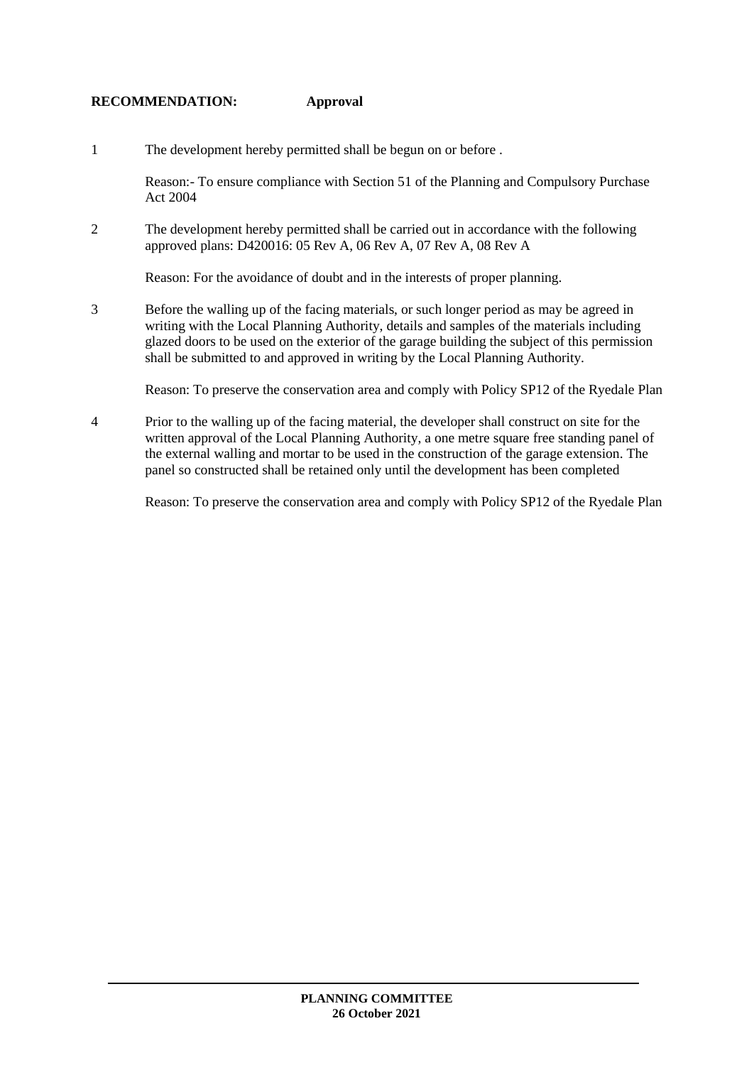**RECOMMENDATION: Approval**

1 The development hereby permitted shall be begun on or before .

Reason:- To ensure compliance with Section 51 of the Planning and Compulsory Purchase Act 2004

2 The development hereby permitted shall be carried out in accordance with the following approved plans: D420016: 05 Rev A, 06 Rev A, 07 Rev A, 08 Rev A

Reason: For the avoidance of doubt and in the interests of proper planning.

3 Before the walling up of the facing materials, or such longer period as may be agreed in writing with the Local Planning Authority, details and samples of the materials including glazed doors to be used on the exterior of the garage building the subject of this permission shall be submitted to and approved in writing by the Local Planning Authority.

Reason: To preserve the conservation area and comply with Policy SP12 of the Ryedale Plan

4 Prior to the walling up of the facing material, the developer shall construct on site for the written approval of the Local Planning Authority, a one metre square free standing panel of the external walling and mortar to be used in the construction of the garage extension. The panel so constructed shall be retained only until the development has been completed

Reason: To preserve the conservation area and comply with Policy SP12 of the Ryedale Plan